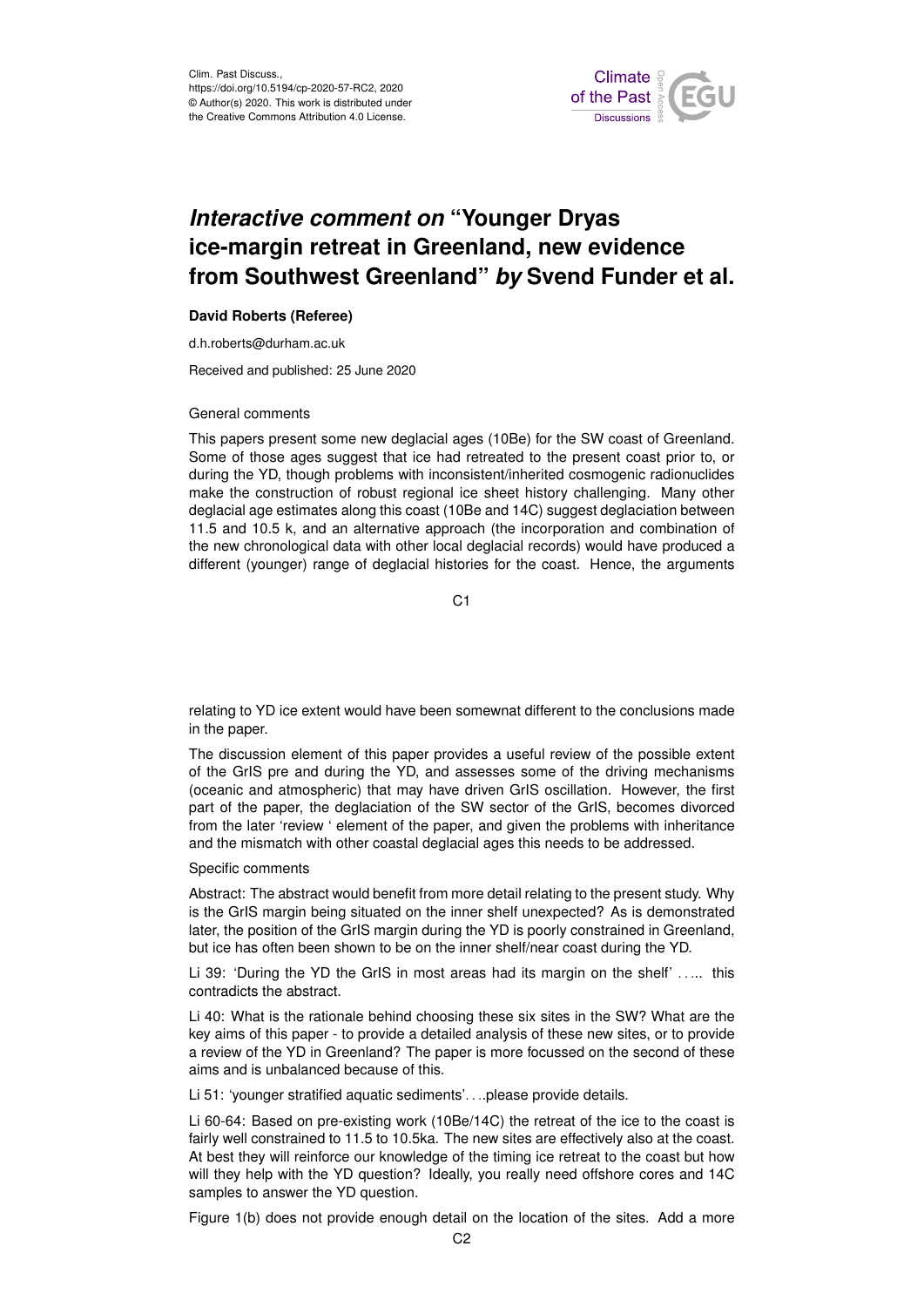Clim. Past Discuss.,
https://doi.org/10.5194/cp-2020-57-RC2, 2020
© Author(s) 2020. This work is distributed under
the Creative Commons Attribution 4.0 License.

# *Interactive comment on* "Younger Dryas ice-margin retreat in Greenland, new evidence from Southwest Greenland" *by* Svend Funder et al.

**David Roberts (Referee)**

d.h.roberts@durham.ac.uk

Received and published: 25 June 2020

General comments

This papers present some new deglacial ages (10Be) for the SW coast of Greenland. Some of those ages suggest that ice had retreated to the present coast prior to, or during the YD, though problems with inconsistent/inherited cosmogenic radionuclides make the construction of robust regional ice sheet history challenging. Many other deglacial age estimates along this coast (10Be and 14C) suggest deglaciation between 11.5 and 10.5 k, and an alternative approach (the incorporation and combination of the new chronological data with other local deglacial records) would have produced a different (younger) range of deglacial histories for the coast. Hence, the arguments relating to YD ice extent would have been somewnat different to the conclusions made in the paper.

The discussion element of this paper provides a useful review of the possible extent of the GrIS pre and during the YD, and assesses some of the driving mechanisms (oceanic and atmospheric) that may have driven GrIS oscillation. However, the first part of the paper, the deglaciation of the SW sector of the GrIS, becomes divorced from the later 'review ' element of the paper, and given the problems with inheritance and the mismatch with other coastal deglacial ages this needs to be addressed.

Specific comments

Abstract: The abstract would benefit from more detail relating to the present study. Why is the GrIS margin being situated on the inner shelf unexpected? As is demonstrated later, the position of the GrIS margin during the YD is poorly constrained in Greenland, but ice has often been shown to be on the inner shelf/near coast during the YD.

Li 39: 'During the YD the GrIS in most areas had its margin on the shelf' ….. this contradicts the abstract.

Li 40: What is the rationale behind choosing these six sites in the SW? What are the key aims of this paper - to provide a detailed analysis of these new sites, or to provide a review of the YD in Greenland? The paper is more focussed on the second of these aims and is unbalanced because of this.

Li 51: 'younger stratified aquatic sediments'….please provide details.

Li 60-64: Based on pre-existing work (10Be/14C) the retreat of the ice to the coast is fairly well constrained to 11.5 to 10.5ka. The new sites are effectively also at the coast. At best they will reinforce our knowledge of the timing ice retreat to the coast but how will they help with the YD question? Ideally, you really need offshore cores and 14C samples to answer the YD question.

Figure 1(b) does not provide enough detail on the location of the sites. Add a more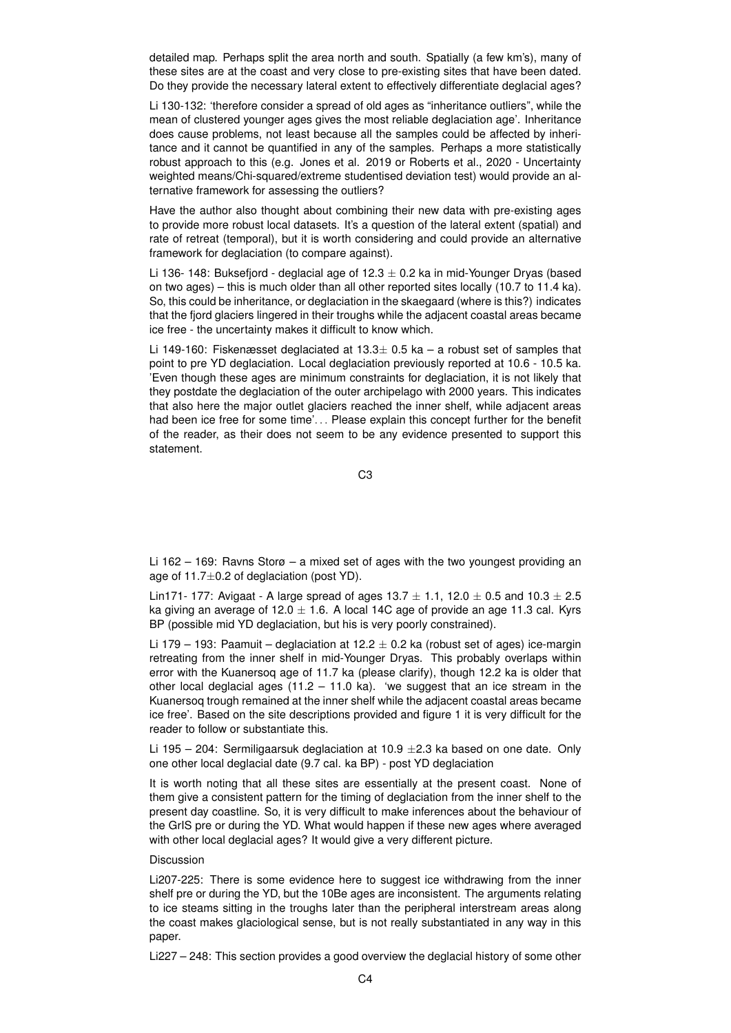detailed map. Perhaps split the area north and south. Spatially (a few km's), many of these sites are at the coast and very close to pre-existing sites that have been dated. Do they provide the necessary lateral extent to effectively differentiate deglacial ages?

Li 130-132: 'therefore consider a spread of old ages as "inheritance outliers", while the mean of clustered younger ages gives the most reliable deglaciation age'. Inheritance does cause problems, not least because all the samples could be affected by inheritance and it cannot be quantified in any of the samples. Perhaps a more statistically robust approach to this (e.g. Jones et al. 2019 or Roberts et al., 2020 - Uncertainty weighted means/Chi-squared/extreme studentised deviation test) would provide an alternative framework for assessing the outliers?

Have the author also thought about combining their new data with pre-existing ages to provide more robust local datasets. It's a question of the lateral extent (spatial) and rate of retreat (temporal), but it is worth considering and could provide an alternative framework for deglaciation (to compare against).

Li 136- 148: Buksefjord - deglacial age of 12.3 $\pm$ 0.2 ka in mid-Younger Dryas (based on two ages) – this is much older than all other reported sites locally (10.7 to 11.4 ka). So, this could be inheritance, or deglaciation in the skaegaard (where is this?) indicates that the fjord glaciers lingered in their troughs while the adjacent coastal areas became ice free - the uncertainty makes it difficult to know which.

Li 149-160: Fiskenæsset deglaciated at 13.3$\pm$ 0.5 ka – a robust set of samples that point to pre YD deglaciation. Local deglaciation previously reported at 10.6 - 10.5 ka. 'Even though these ages are minimum constraints for deglaciation, it is not likely that they postdate the deglaciation of the outer archipelago with 2000 years. This indicates that also here the major outlet glaciers reached the inner shelf, while adjacent areas had been ice free for some time'. . . Please explain this concept further for the benefit of the reader, as their does not seem to be any evidence presented to support this statement.

Li 162 – 169: Ravns Storø – a mixed set of ages with the two youngest providing an age of 11.7$\pm$0.2 of deglaciation (post YD).

Lin171- 177: Avigaat - A large spread of ages 13.7 $\pm$ 1.1, 12.0 $\pm$ 0.5 and 10.3 $\pm$ 2.5 ka giving an average of 12.0 $\pm$ 1.6. A local 14C age of provide an age 11.3 cal. Kyrs BP (possible mid YD deglaciation, but his is very poorly constrained).

Li 179 – 193: Paamuit – deglaciation at 12.2 $\pm$ 0.2 ka (robust set of ages) ice-margin retreating from the inner shelf in mid-Younger Dryas. This probably overlaps within error with the Kuanersoq age of 11.7 ka (please clarify), though 12.2 ka is older that other local deglacial ages (11.2 – 11.0 ka). 'we suggest that an ice stream in the Kuanersoq trough remained at the inner shelf while the adjacent coastal areas became ice free'. Based on the site descriptions provided and figure 1 it is very difficult for the reader to follow or substantiate this.

Li 195 – 204: Sermiligaarsuk deglaciation at 10.9 $\pm$2.3 ka based on one date. Only one other local deglacial date (9.7 cal. ka BP) - post YD deglaciation

It is worth noting that all these sites are essentially at the present coast. None of them give a consistent pattern for the timing of deglaciation from the inner shelf to the present day coastline. So, it is very difficult to make inferences about the behaviour of the GrIS pre or during the YD. What would happen if these new ages where averaged with other local deglacial ages? It would give a very different picture.

Discussion

Li207-225: There is some evidence here to suggest ice withdrawing from the inner shelf pre or during the YD, but the 10Be ages are inconsistent. The arguments relating to ice steams sitting in the troughs later than the peripheral interstream areas along the coast makes glaciological sense, but is not really substantiated in any way in this paper.

Li227 – 248: This section provides a good overview the deglacial history of some other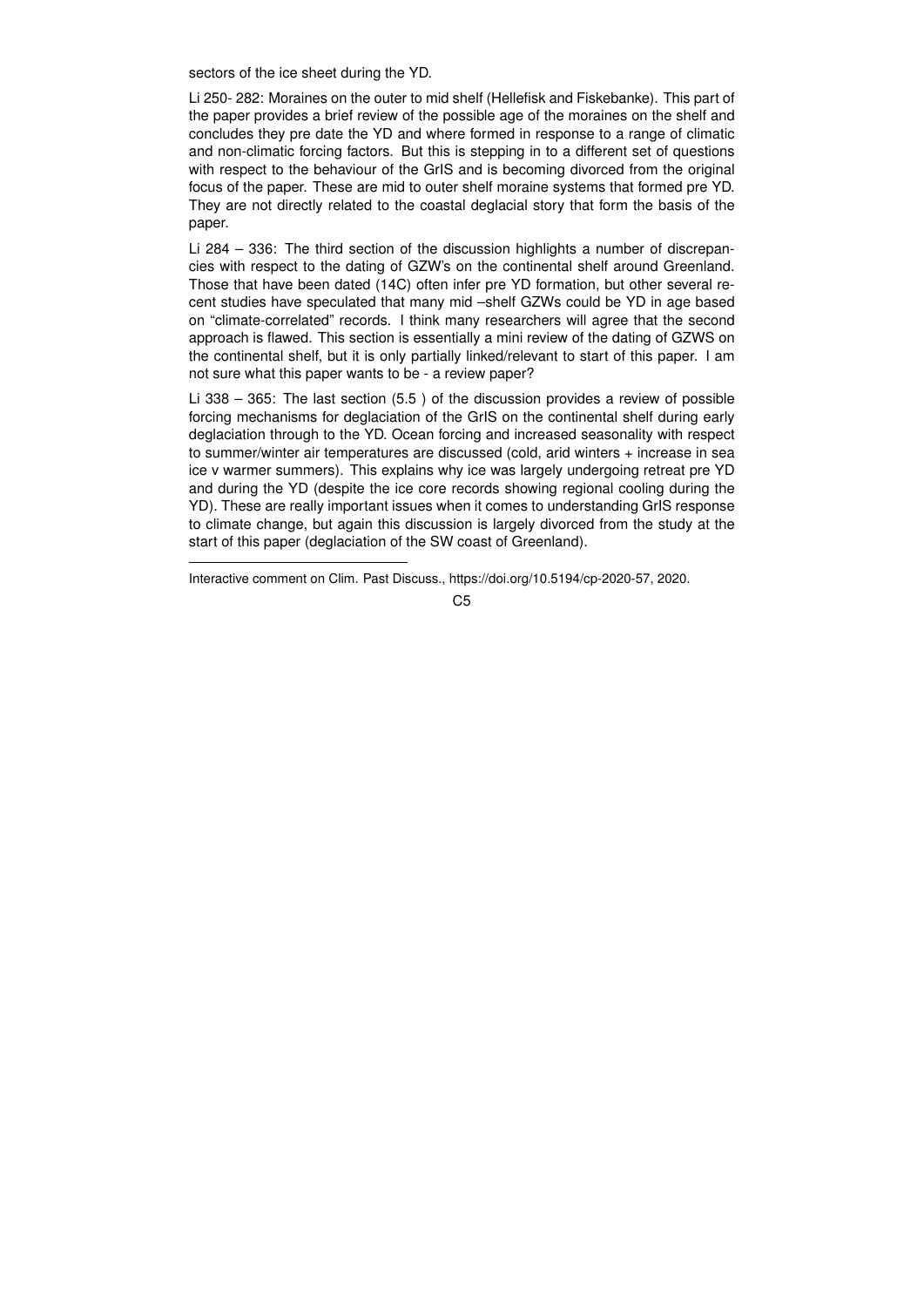sectors of the ice sheet during the YD.

Li 250- 282: Moraines on the outer to mid shelf (Hellefisk and Fiskebanke). This part of the paper provides a brief review of the possible age of the moraines on the shelf and concludes they pre date the YD and where formed in response to a range of climatic and non-climatic forcing factors. But this is stepping in to a different set of questions with respect to the behaviour of the GrIS and is becoming divorced from the original focus of the paper. These are mid to outer shelf moraine systems that formed pre YD. They are not directly related to the coastal deglacial story that form the basis of the paper.

Li 284 – 336: The third section of the discussion highlights a number of discrepancies with respect to the dating of GZW's on the continental shelf around Greenland. Those that have been dated (14C) often infer pre YD formation, but other several recent studies have speculated that many mid –shelf GZWs could be YD in age based on "climate-correlated" records. I think many researchers will agree that the second approach is flawed. This section is essentially a mini review of the dating of GZWS on the continental shelf, but it is only partially linked/relevant to start of this paper. I am not sure what this paper wants to be - a review paper?

Li 338 – 365: The last section (5.5 ) of the discussion provides a review of possible forcing mechanisms for deglaciation of the GrIS on the continental shelf during early deglaciation through to the YD. Ocean forcing and increased seasonality with respect to summer/winter air temperatures are discussed (cold, arid winters + increase in sea ice v warmer summers). This explains why ice was largely undergoing retreat pre YD and during the YD (despite the ice core records showing regional cooling during the YD). These are really important issues when it comes to understanding GrIS response to climate change, but again this discussion is largely divorced from the study at the start of this paper (deglaciation of the SW coast of Greenland).

---

Interactive comment on Clim. Past Discuss., https://doi.org/10.5194/cp-2020-57, 2020.